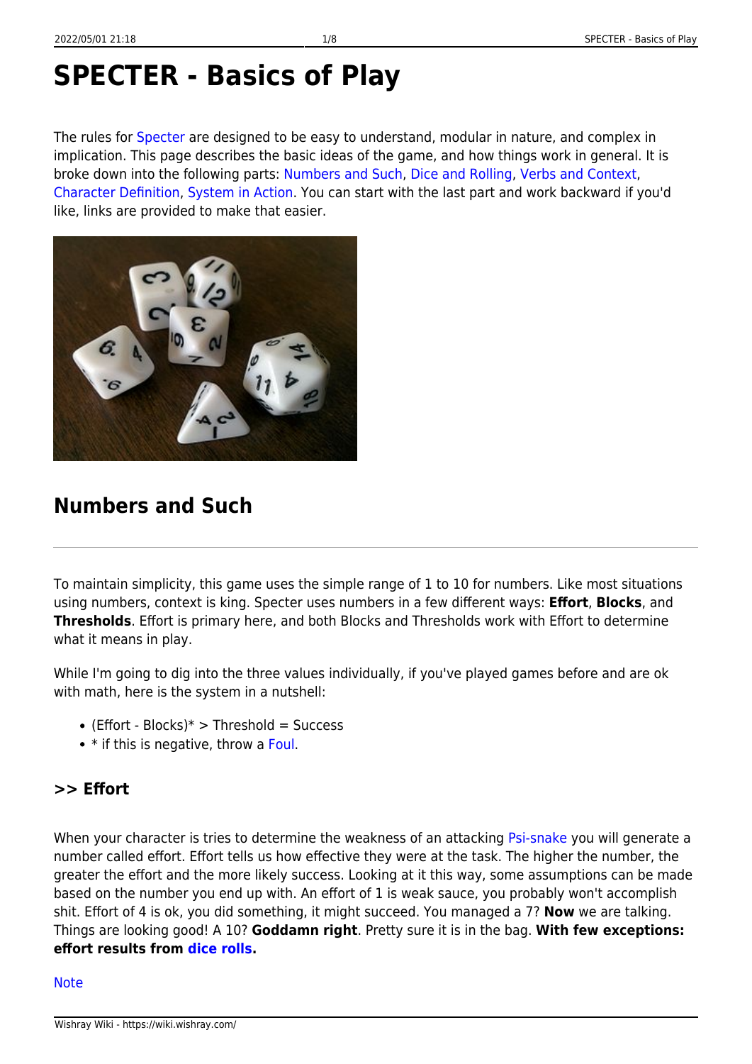# SPECTER - Basics of Play

The rules for Specter are designed to be easy to understand, modular in nature, and complex in implication. This page describes the basic ideas of the game, and how things work in general. It is broke down into the following parts: Numbers and Such, Dice and Rolling, Verbs and Context, Character Definition, System in Action. You can start with the last part and work backward if you'd like, links are provided to make that easier.

## Numbers and Such

To maintain simplicity, this game uses the simple range of 1 to 10 for numbers. Like most situations using numbers, context is king. Specter uses numbers in a few different ways: **Effort**, **Blocks**, and **Thresholds**. Effort is primary here, and both Blocks and Thresholds work with Effort to determine what it means in play.

While I'm going to dig into the three values individually, if you've played games before and are ok with math, here is the system in a nutshell:

- (Effort - Blocks)* > Threshold = Success
- * if this is negative, throw a Foul.

### >> Effort

When your character is tries to determine the weakness of an attacking Psi-snake you will generate a number called effort. Effort tells us how effective they were at the task. The higher the number, the greater the effort and the more likely success. Looking at it this way, some assumptions can be made based on the number you end up with. An effort of 1 is weak sauce, you probably won't accomplish shit. Effort of 4 is ok, you did something, it might succeed. You managed a 7? **Now** we are talking. Things are looking good! A 10? **Goddamn right**. Pretty sure it is in the bag. **With few exceptions: effort results from dice rolls.**

Note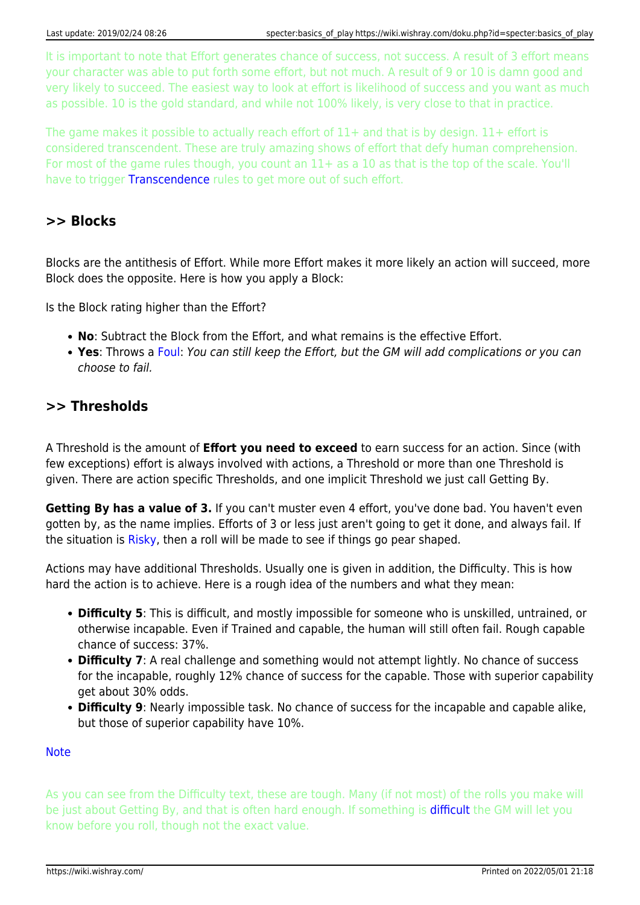It is important to note that Effort generates chance of success, not success. A result of 3 effort means your character was able to put forth some effort, but not much. A result of 9 or 10 is damn good and very likely to succeed. The easiest way to look at effort is likelihood of success and you want as much as possible. 10 is the gold standard, and while not 100% likely, is very close to that in practice.

The game makes it possible to actually reach effort of 11+ and that is by design. 11+ effort is considered transcendent. These are truly amazing shows of effort that defy human comprehension. For most of the game rules though, you count an 11+ as a 10 as that is the top of the scale. You'll have to trigger Transcendence rules to get more out of such effort.

## >> Blocks

Blocks are the antithesis of Effort. While more Effort makes it more likely an action will succeed, more Block does the opposite. Here is how you apply a Block:

Is the Block rating higher than the Effort?

- **No**: Subtract the Block from the Effort, and what remains is the effective Effort.
- **Yes**: Throws a Foul: *You can still keep the Effort, but the GM will add complications or you can choose to fail.*

## >> Thresholds

A Threshold is the amount of **Effort you need to exceed** to earn success for an action. Since (with few exceptions) effort is always involved with actions, a Threshold or more than one Threshold is given. There are action specific Thresholds, and one implicit Threshold we just call Getting By.

**Getting By has a value of 3.** If you can't muster even 4 effort, you've done bad. You haven't even gotten by, as the name implies. Efforts of 3 or less just aren't going to get it done, and always fail. If the situation is Risky, then a roll will be made to see if things go pear shaped.

Actions may have additional Thresholds. Usually one is given in addition, the Difficulty. This is how hard the action is to achieve. Here is a rough idea of the numbers and what they mean:

- **Difficulty 5**: This is difficult, and mostly impossible for someone who is unskilled, untrained, or otherwise incapable. Even if Trained and capable, the human will still often fail. Rough capable chance of success: 37%.
- **Difficulty 7**: A real challenge and something would not attempt lightly. No chance of success for the incapable, roughly 12% chance of success for the capable. Those with superior capability get about 30% odds.
- **Difficulty 9**: Nearly impossible task. No chance of success for the incapable and capable alike, but those of superior capability have 10%.

Note

As you can see from the Difficulty text, these are tough. Many (if not most) of the rolls you make will be just about Getting By, and that is often hard enough. If something is difficult the GM will let you know before you roll, though not the exact value.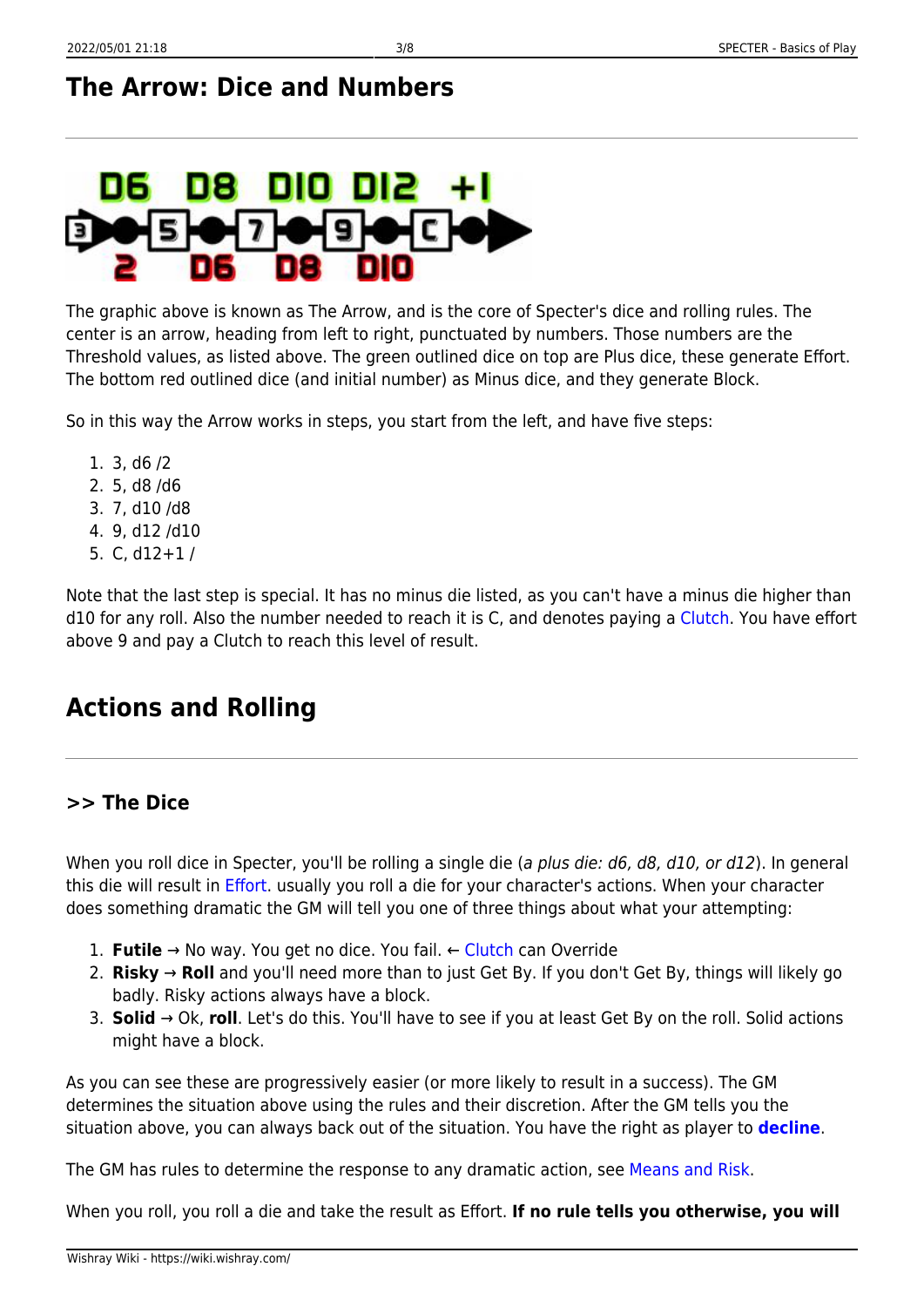## The Arrow: Dice and Numbers

The graphic above is known as The Arrow, and is the core of Specter's dice and rolling rules. The center is an arrow, heading from left to right, punctuated by numbers. Those numbers are the Threshold values, as listed above. The green outlined dice on top are Plus dice, these generate Effort. The bottom red outlined dice (and initial number) as Minus dice, and they generate Block.

So in this way the Arrow works in steps, you start from the left, and have five steps:

1. 3, d6 /2
2. 5, d8 /d6
3. 7, d10 /d8
4. 9, d12 /d10
5. C, d12+1 /

Note that the last step is special. It has no minus die listed, as you can't have a minus die higher than d10 for any roll. Also the number needed to reach it is C, and denotes paying a Clutch. You have effort above 9 and pay a Clutch to reach this level of result.

## Actions and Rolling

### >> The Dice

When you roll dice in Specter, you'll be rolling a single die (*a plus die: d6, d8, d10, or d12*). In general this die will result in Effort. usually you roll a die for your character's actions. When your character does something dramatic the GM will tell you one of three things about what your attempting:

1. **Futile** → No way. You get no dice. You fail. ← Clutch can Override
2. **Risky** → **Roll** and you'll need more than to just Get By. If you don't Get By, things will likely go badly. Risky actions always have a block.
3. **Solid** → Ok, **roll**. Let's do this. You'll have to see if you at least Get By on the roll. Solid actions might have a block.

As you can see these are progressively easier (or more likely to result in a success). The GM determines the situation above using the rules and their discretion. After the GM tells you the situation above, you can always back out of the situation. You have the right as player to **decline**.

The GM has rules to determine the response to any dramatic action, see Means and Risk.

When you roll, you roll a die and take the result as Effort. **If no rule tells you otherwise, you will**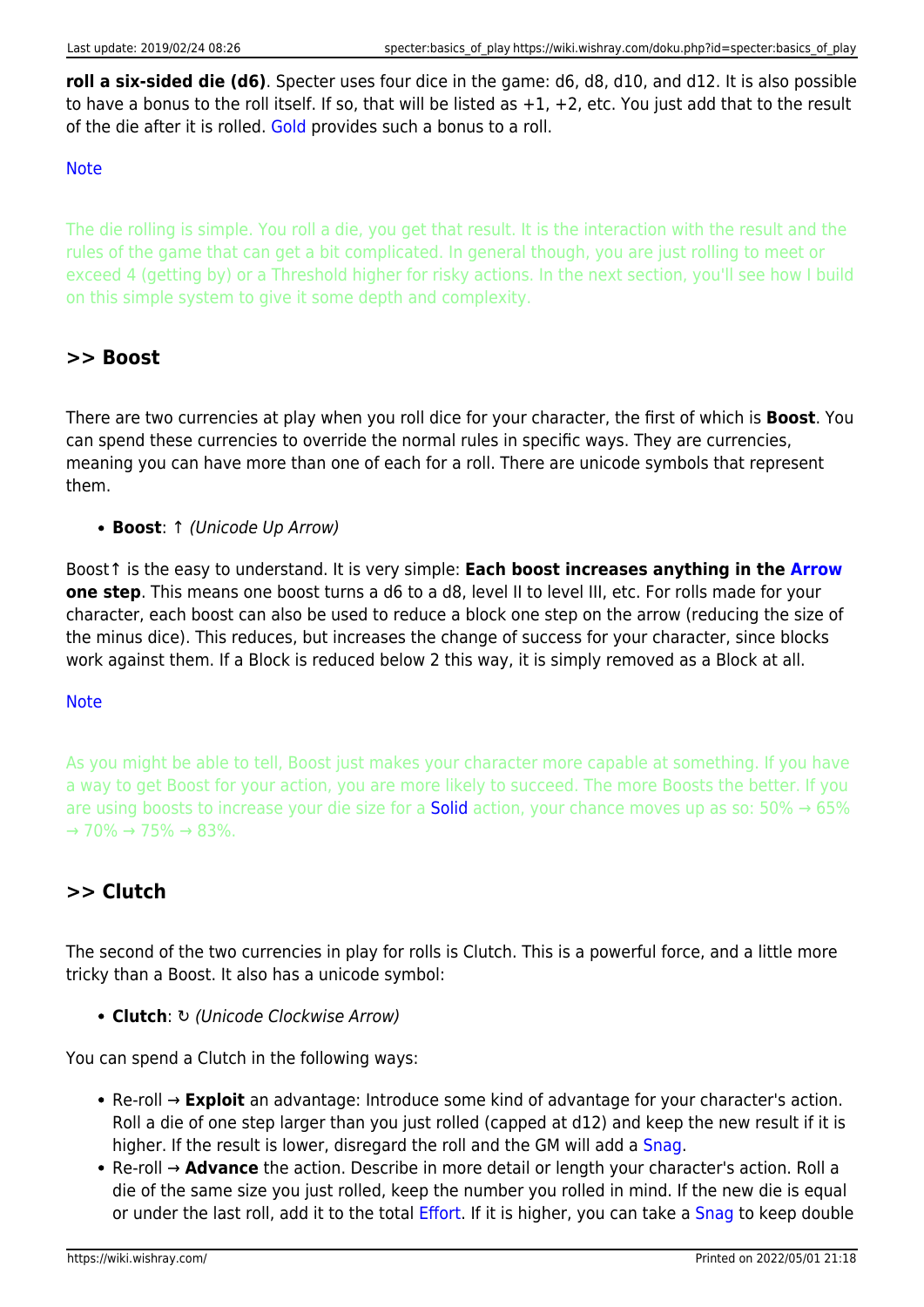**roll a six-sided die (d6)**. Specter uses four dice in the game: d6, d8, d10, and d12. It is also possible to have a bonus to the roll itself. If so, that will be listed as +1, +2, etc. You just add that to the result of the die after it is rolled. Gold provides such a bonus to a roll.

Note

The die rolling is simple. You roll a die, you get that result. It is the interaction with the result and the rules of the game that can get a bit complicated. In general though, you are just rolling to meet or exceed 4 (getting by) or a Threshold higher for risky actions. In the next section, you'll see how I build on this simple system to give it some depth and complexity.

## >> Boost

There are two currencies at play when you roll dice for your character, the first of which is **Boost**. You can spend these currencies to override the normal rules in specific ways. They are currencies, meaning you can have more than one of each for a roll. There are unicode symbols that represent them.

- **Boost**: ↑ *(Unicode Up Arrow)*

Boost↑ is the easy to understand. It is very simple: **Each boost increases anything in the Arrow one step**. This means one boost turns a d6 to a d8, level II to level III, etc. For rolls made for your character, each boost can also be used to reduce a block one step on the arrow (reducing the size of the minus dice). This reduces, but increases the change of success for your character, since blocks work against them. If a Block is reduced below 2 this way, it is simply removed as a Block at all.

Note

As you might be able to tell, Boost just makes your character more capable at something. If you have a way to get Boost for your action, you are more likely to succeed. The more Boosts the better. If you are using boosts to increase your die size for a Solid action, your chance moves up as so: 50% → 65% → 70% → 75% → 83%.

## >> Clutch

The second of the two currencies in play for rolls is Clutch. This is a powerful force, and a little more tricky than a Boost. It also has a unicode symbol:

- **Clutch**: ↻ *(Unicode Clockwise Arrow)*

You can spend a Clutch in the following ways:

- Re-roll → **Exploit** an advantage: Introduce some kind of advantage for your character's action. Roll a die of one step larger than you just rolled (capped at d12) and keep the new result if it is higher. If the result is lower, disregard the roll and the GM will add a Snag.
- Re-roll → **Advance** the action. Describe in more detail or length your character's action. Roll a die of the same size you just rolled, keep the number you rolled in mind. If the new die is equal or under the last roll, add it to the total Effort. If it is higher, you can take a Snag to keep double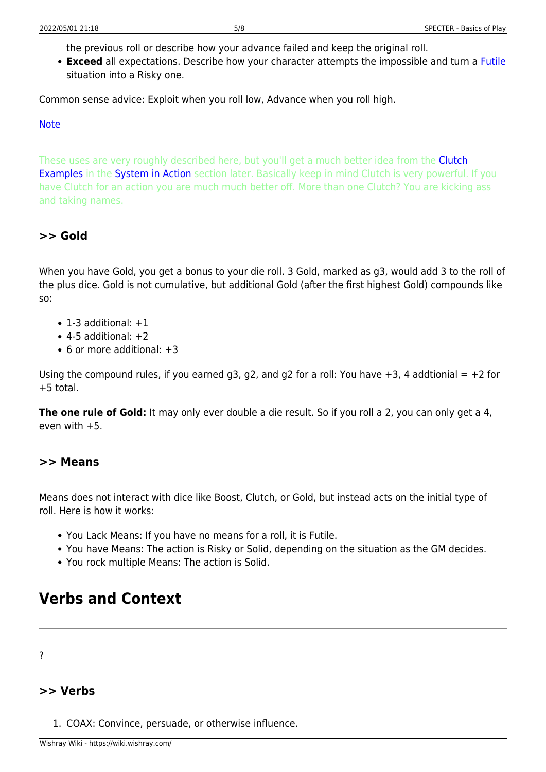the previous roll or describe how your advance failed and keep the original roll.
- **Exceed** all expectations. Describe how your character attempts the impossible and turn a Futile situation into a Risky one.

Common sense advice: Exploit when you roll low, Advance when you roll high.

Note

These uses are very roughly described here, but you'll get a much better idea from the Clutch Examples in the System in Action section later. Basically keep in mind Clutch is very powerful. If you have Clutch for an action you are much much better off. More than one Clutch? You are kicking ass and taking names.

### >> Gold

When you have Gold, you get a bonus to your die roll. 3 Gold, marked as g3, would add 3 to the roll of the plus dice. Gold is not cumulative, but additional Gold (after the first highest Gold) compounds like so:

- 1-3 additional: +1
- 4-5 additional: +2
- 6 or more additional: +3

Using the compound rules, if you earned g3, g2, and g2 for a roll: You have +3, 4 addtional = +2 for +5 total.

**The one rule of Gold:** It may only ever double a die result. So if you roll a 2, you can only get a 4, even with +5.

### >> Means

Means does not interact with dice like Boost, Clutch, or Gold, but instead acts on the initial type of roll. Here is how it works:

- You Lack Means: If you have no means for a roll, it is Futile.
- You have Means: The action is Risky or Solid, depending on the situation as the GM decides.
- You rock multiple Means: The action is Solid.

## Verbs and Context

?

### >> Verbs

1. COAX: Convince, persuade, or otherwise influence.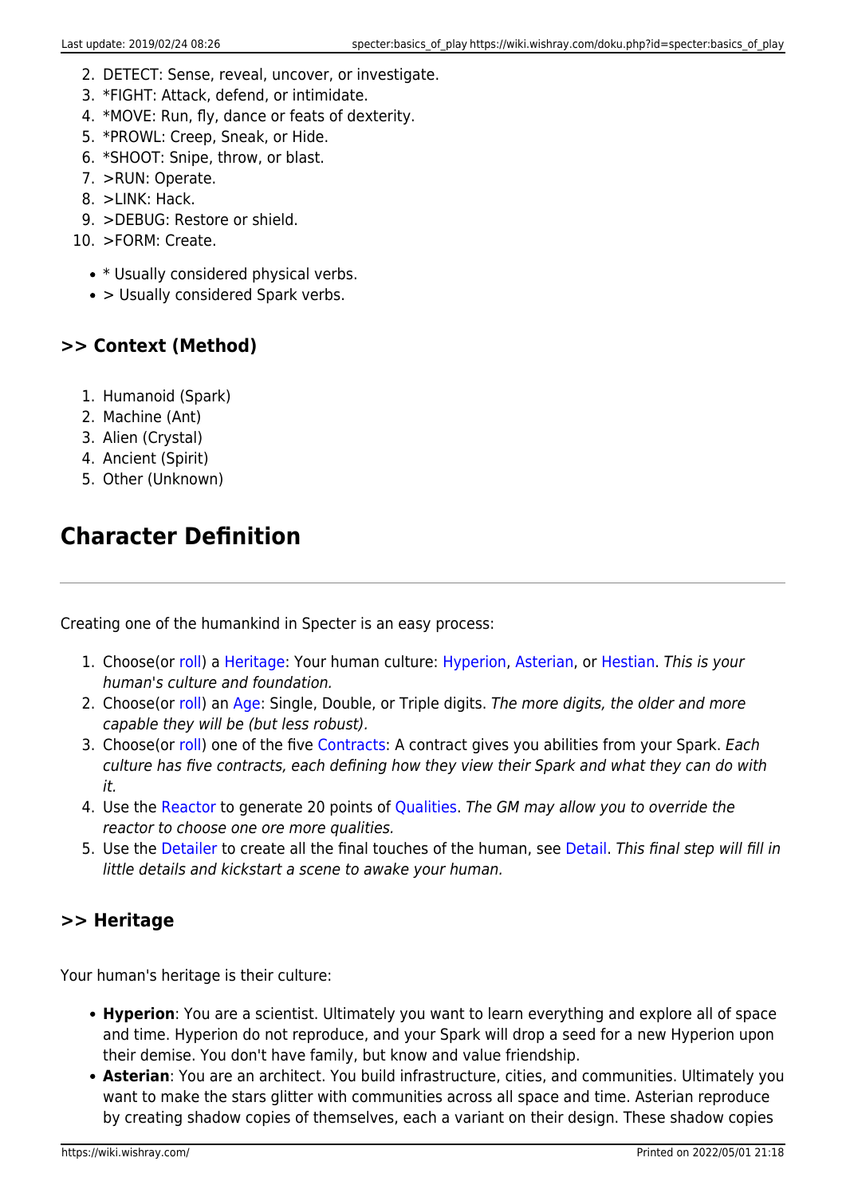2. DETECT: Sense, reveal, uncover, or investigate.
3. *FIGHT: Attack, defend, or intimidate.
4. *MOVE: Run, fly, dance or feats of dexterity.
5. *PROWL: Creep, Sneak, or Hide.
6. *SHOOT: Snipe, throw, or blast.
7. >RUN: Operate.
8. >LINK: Hack.
9. >DEBUG: Restore or shield.
10. >FORM: Create.

- * Usually considered physical verbs.
- > Usually considered Spark verbs.

### >> Context (Method)

1. Humanoid (Spark)
2. Machine (Ant)
3. Alien (Crystal)
4. Ancient (Spirit)
5. Other (Unknown)

## Character Definition

---

Creating one of the humankind in Specter is an easy process:

1. Choose(or roll) a Heritage: Your human culture: Hyperion, Asterian, or Hestian. *This is your human's culture and foundation.*
2. Choose(or roll) an Age: Single, Double, or Triple digits. *The more digits, the older and more capable they will be (but less robust).*
3. Choose(or roll) one of the five Contracts: A contract gives you abilities from your Spark. *Each culture has five contracts, each defining how they view their Spark and what they can do with it.*
4. Use the Reactor to generate 20 points of Qualities. *The GM may allow you to override the reactor to choose one ore more qualities.*
5. Use the Detailer to create all the final touches of the human, see Detail. *This final step will fill in little details and kickstart a scene to awake your human.*

### >> Heritage

Your human's heritage is their culture:

- **Hyperion**: You are a scientist. Ultimately you want to learn everything and explore all of space and time. Hyperion do not reproduce, and your Spark will drop a seed for a new Hyperion upon their demise. You don't have family, but know and value friendship.
- **Asterian**: You are an architect. You build infrastructure, cities, and communities. Ultimately you want to make the stars glitter with communities across all space and time. Asterian reproduce by creating shadow copies of themselves, each a variant on their design. These shadow copies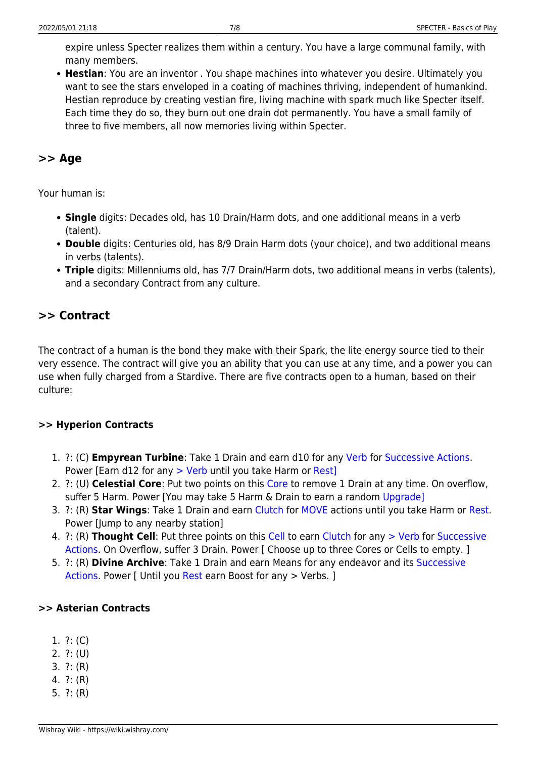expire unless Specter realizes them within a century. You have a large communal family, with many members.

- **Hestian**: You are an inventor . You shape machines into whatever you desire. Ultimately you want to see the stars enveloped in a coating of machines thriving, independent of humankind. Hestian reproduce by creating vestian fire, living machine with spark much like Specter itself. Each time they do so, they burn out one drain dot permanently. You have a small family of three to five members, all now memories living within Specter.

## >> Age

Your human is:

- **Single** digits: Decades old, has 10 Drain/Harm dots, and one additional means in a verb (talent).
- **Double** digits: Centuries old, has 8/9 Drain Harm dots (your choice), and two additional means in verbs (talents).
- **Triple** digits: Millenniums old, has 7/7 Drain/Harm dots, two additional means in verbs (talents), and a secondary Contract from any culture.

## >> Contract

The contract of a human is the bond they make with their Spark, the lite energy source tied to their very essence. The contract will give you an ability that you can use at any time, and a power you can use when fully charged from a Stardive. There are five contracts open to a human, based on their culture:

### >> Hyperion Contracts

1. ?: (C) **Empyrean Turbine**: Take 1 Drain and earn d10 for any Verb for Successive Actions. Power [Earn d12 for any > Verb until you take Harm or Rest]
2. ?: (U) **Celestial Core**: Put two points on this Core to remove 1 Drain at any time. On overflow, suffer 5 Harm. Power [You may take 5 Harm & Drain to earn a random Upgrade]
3. ?: (R) **Star Wings**: Take 1 Drain and earn Clutch for MOVE actions until you take Harm or Rest. Power [Jump to any nearby station]
4. ?: (R) **Thought Cell**: Put three points on this Cell to earn Clutch for any > Verb for Successive Actions. On Overflow, suffer 3 Drain. Power [ Choose up to three Cores or Cells to empty. ]
5. ?: (R) **Divine Archive**: Take 1 Drain and earn Means for any endeavor and its Successive Actions. Power [ Until you Rest earn Boost for any > Verbs. ]

### >> Asterian Contracts

1. ?: (C)
2. ?: (U)
3. ?: (R)
4. ?: (R)
5. ?: (R)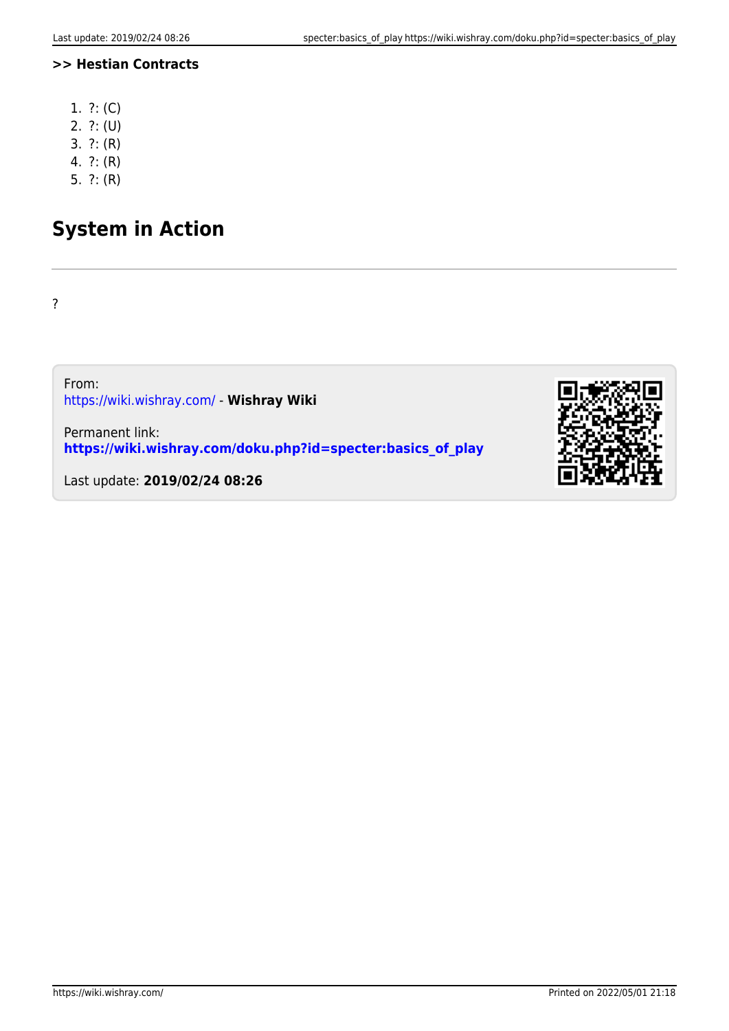**>> Hestian Contracts**

1. ?: (C)
2. ?: (U)
3. ?: (R)
4. ?: (R)
5. ?: (R)

## System in Action

---

?

From:
https://wiki.wishray.com/ - **Wishray Wiki**

Permanent link:
**https://wiki.wishray.com/doku.php?id=specter:basics_of_play**

Last update: **2019/02/24 08:26**